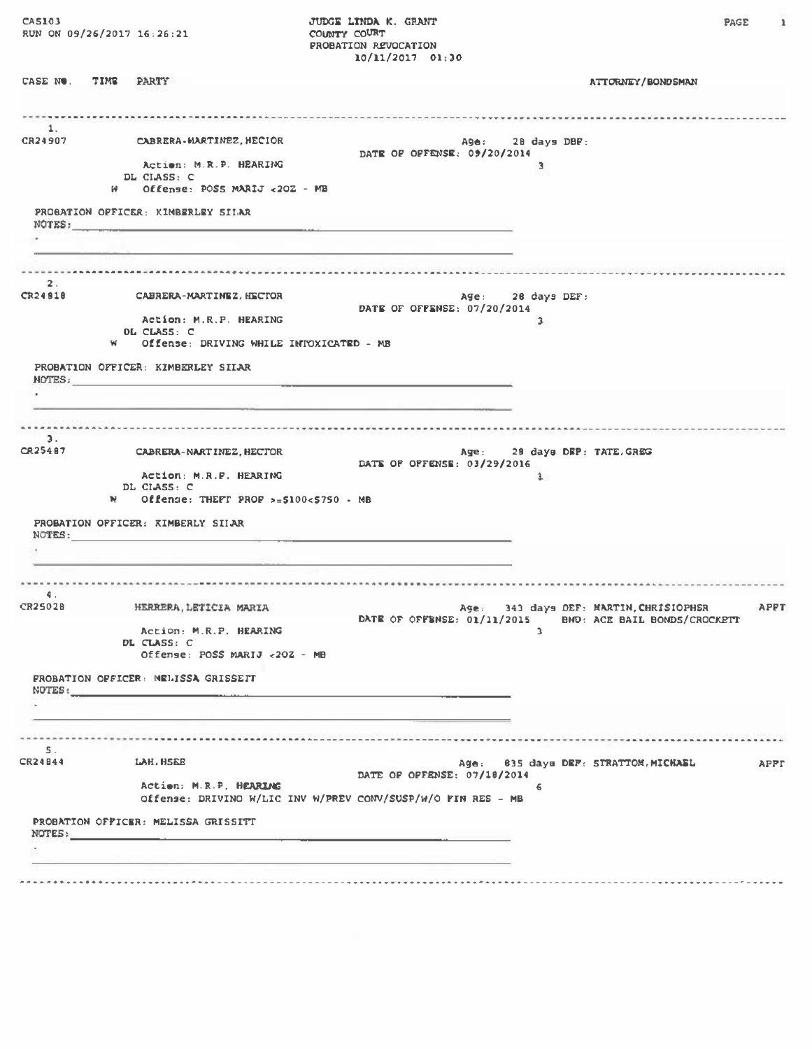CAS103
RUN ON 09/26/2017 16:26:21

JUDGE LINDA K. GRANT
COUNTY COURT
PROBATION REVOCATION
10/11/2017 01:30

CASE NO. TIME PARTY ATTORNEY/BONDSMAN

---

1.
CR24907 CABRERA-MARTINEZ, HECTOR
Age: 28 days DEF:
DATE OF OFFENSE: 09/20/2014
Action: M.R.P. HEARING 3
DL CLASS: C
W Offense: POSS MARIJ <2OZ - MB

PROBATION OFFICER: KIMBERLEY SIIAR
NOTES:

---

2.
CR24818 CABRERA-MARTINEZ, HECTOR
Age: 28 days DEF:
DATE OF OFFENSE: 07/20/2014
Action: M.R.P. HEARING 3
DL CLASS: C
W Offense: DRIVING WHILE INTOXICATED - MB

PROBATION OFFICER: KIMBERLEY SIIAR
NOTES:

---

3.
CR25487 CABRERA-MARTINEZ, HECTOR
Age: 28 days DEF: TATE, GREG
DATE OF OFFENSE: 03/29/2016
Action: M.R.P. HEARING 1
DL CLASS: C
W Offense: THEFT PROP >=$100<$750 - MB

PROBATION OFFICER: KIMBERLY SIIAR
NOTES:

---

4.
CR25028 HERRERA, LETICIA MARIA
Age: 343 days DEF: MARTIN, CHRISTOPHER APPT
DATE OF OFFENSE: 01/11/2015 BND: ACE BAIL BONDS/CROCKETT
Action: M.R.P. HEARING 3
DL CLASS: C
Offense: POSS MARIJ <2OZ - MB

PROBATION OFFICER: MELISSA GRISSETT
NOTES:

---

5.
CR24844 LAH, HSEE
Age: 835 days DEF: STRATTON, MICHAEL APPT
DATE OF OFFENSE: 07/18/2014
Action: M.R.P. HEARING 6
Offense: DRIVING W/LIC INV W/PREV CONV/SUSP/W/O FIN RES - MB

PROBATION OFFICER: MELISSA GRISSITT
NOTES:

---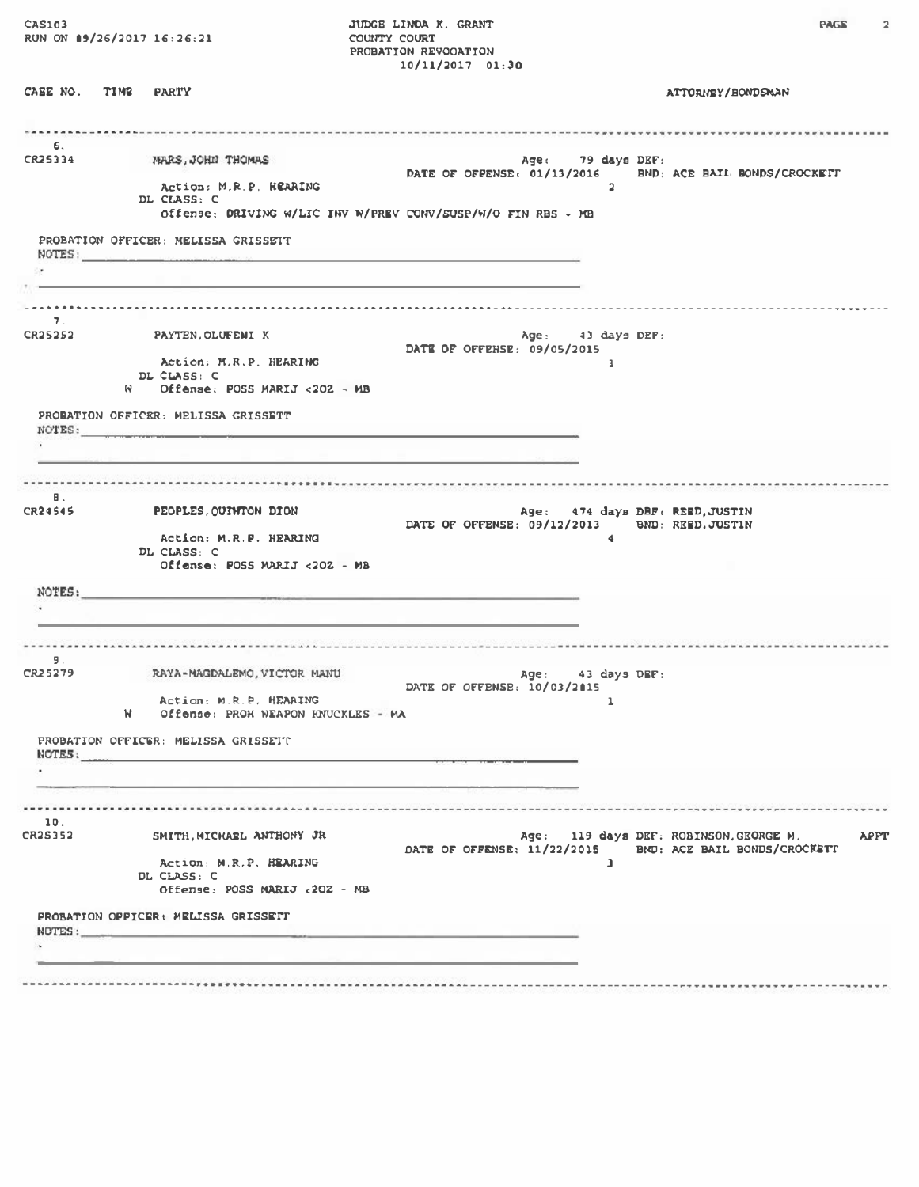CAS103
RUN ON 09/26/2017 16:26:21

JUDGE LINDA K. GRANT
COUNTY COURT
PROBATION REVOCATION
10/11/2017 01:30

CASE NO. TIME PARTY — ATTORNEY/BONDSMAN

---

6.
CR25334 MARS, JOHN THOMAS

Age: 79 days DEF:
DATE OF OFFENSE: 01/13/2016 BND: ACE BAIL BONDS/CROCKETT

Action: M.R.P. HEARING 2
DL CLASS: C
Offense: DRIVING W/LIC INV W/PREV CONV/SUSP/W/O FIN RES - MB

PROBATION OFFICER: MELISSA GRISSETT
NOTES: ______

---

7.
CR25252 PAYTEN, OLUFEMI K

Age: 43 days DEF:
DATE OF OFFENSE: 09/05/2015

Action: M.R.P. HEARING 1
DL CLASS: C
W Offense: POSS MARIJ <2OZ - MB

PROBATION OFFICER: MELISSA GRISSETT
NOTES: ______

---

8.
CR24545 PEOPLES, QUINTON DION

Age: 474 days DEF: REED, JUSTIN
DATE OF OFFENSE: 09/12/2013 BND: REED, JUSTIN

Action: M.R.P. HEARING 4
DL CLASS: C
Offense: POSS MARIJ <2OZ - MB

NOTES: ______

---

9.
CR25279 RAYA-MAGDALENO, VICTOR MANU

Age: 43 days DEF:
DATE OF OFFENSE: 10/03/2015

Action: M.R.P. HEARING 1
W Offense: PROH WEAPON KNUCKLES - MA

PROBATION OFFICER: MELISSA GRISSETT
NOTES: ______

---

10.
CR25352 SMITH, MICHAEL ANTHONY JR

Age: 119 days DEF: ROBINSON, GEORGE M. APPT
DATE OF OFFENSE: 11/22/2015 BND: ACE BAIL BONDS/CROCKETT

Action: M.R.P. HEARING 3
DL CLASS: C
Offense: POSS MARIJ <2OZ - MB

PROBATION OFFICER: MELISSA GRISSETT
NOTES: ______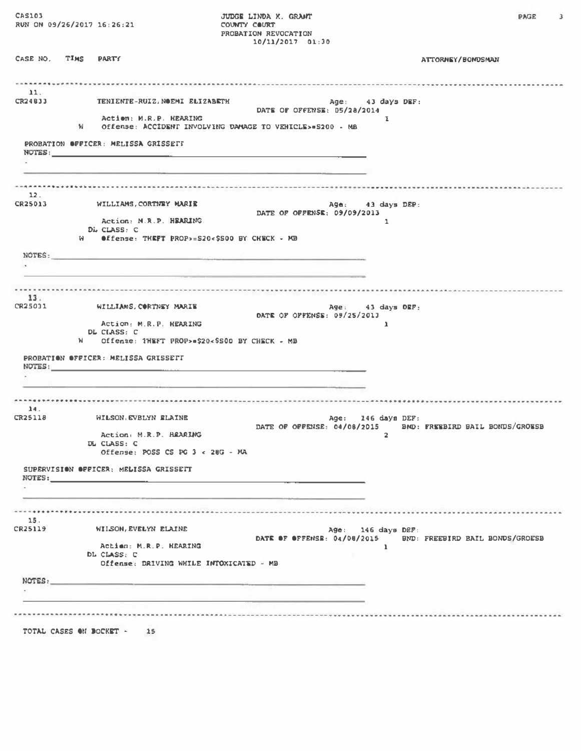JUDGE LINDA K. GRANT
COUNTY COURT
PROBATION REVOCATION
10/11/2017 01:30

CASE NO. TIMS PARTY ATTORNEY/BONDSMAN

---

11.
CR24833 TENIENTE-RUIZ,NOEMI ELIZABETH Age: 43 days DEF:
DATE OF OFFENSE: 05/28/2014
Action: M.R.P. HEARING 1
W Offense: ACCIDENT INVOLVING DAMAGE TO VEHICLE>=$200 - MB

PROBATION OFFICER: MELISSA GRISSETT
NOTES:

---

12.
CR25013 WILLIAMS,CORTNEY MARIE Age: 43 days DEF:
DATE OF OFFENSE: 09/09/2013
Action: M.R.P. HEARING 1
DL CLASS: C
W Offense: THEFT PROP>=$20<$500 BY CHECK - MB

NOTES:

---

13.
CR25031 WILLIAMS,CORTNEY MARIE Age: 43 days DEF:
DATE OF OFFENSE: 09/25/2013
Action: M.R.P. HEARING 1
DL CLASS: C
W Offense: THEFT PROP>=$20<$500 BY CHECK - MB

PROBATION OFFICER: MELISSA GRISSETT
NOTES:

---

14.
CR25118 WILSON,EVELYN ELAINE Age: 146 days DEF:
DATE OF OFFENSE: 04/08/2015 BND: FREEBIRD BAIL BONDS/GROESB
Action: M.R.P. HEARING 2
DL CLASS: C
Offense: POSS CS PG 3 < 28G - MA

SUPERVISION OFFICER: MELISSA GRISSETT
NOTES:

---

15.
CR25119 WILSON,EVELYN ELAINE Age: 146 days DEF:
DATE OF OFFENSE: 04/08/2015 BND: FREEBIRD BAIL BONDS/GROESB
Action: M.R.P. HEARING 1
DL CLASS: C
Offense: DRIVING WHILE INTOXICATED - MB

NOTES:

---

TOTAL CASES ON DOCKET - 15